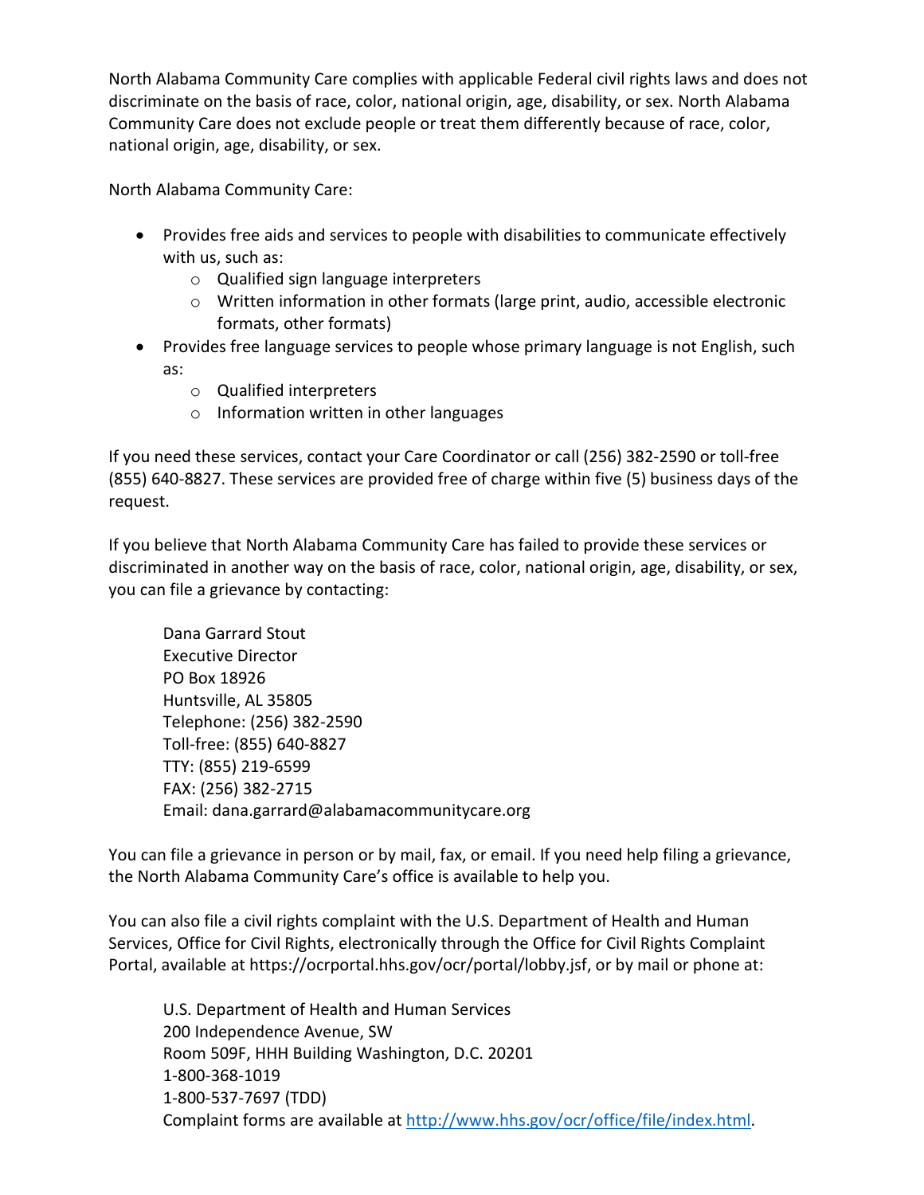North Alabama Community Care complies with applicable Federal civil rights laws and does not discriminate on the basis of race, color, national origin, age, disability, or sex. North Alabama Community Care does not exclude people or treat them differently because of race, color, national origin, age, disability, or sex.

North Alabama Community Care:

- Provides free aids and services to people with disabilities to communicate effectively with us, such as:
  - Qualified sign language interpreters
  - Written information in other formats (large print, audio, accessible electronic formats, other formats)
- Provides free language services to people whose primary language is not English, such as:
  - Qualified interpreters
  - Information written in other languages

If you need these services, contact your Care Coordinator or call (256) 382-2590 or toll-free (855) 640-8827. These services are provided free of charge within five (5) business days of the request.

If you believe that North Alabama Community Care has failed to provide these services or discriminated in another way on the basis of race, color, national origin, age, disability, or sex, you can file a grievance by contacting:

> Dana Garrard Stout
> Executive Director
> PO Box 18926
> Huntsville, AL 35805
> Telephone: (256) 382-2590
> Toll-free: (855) 640-8827
> TTY: (855) 219-6599
> FAX: (256) 382-2715
> Email: dana.garrard@alabamacommunitycare.org

You can file a grievance in person or by mail, fax, or email. If you need help filing a grievance, the North Alabama Community Care's office is available to help you.

You can also file a civil rights complaint with the U.S. Department of Health and Human Services, Office for Civil Rights, electronically through the Office for Civil Rights Complaint Portal, available at https://ocrportal.hhs.gov/ocr/portal/lobby.jsf, or by mail or phone at:

> U.S. Department of Health and Human Services
> 200 Independence Avenue, SW
> Room 509F, HHH Building Washington, D.C. 20201
> 1-800-368-1019
> 1-800-537-7697 (TDD)
> Complaint forms are available at http://www.hhs.gov/ocr/office/file/index.html.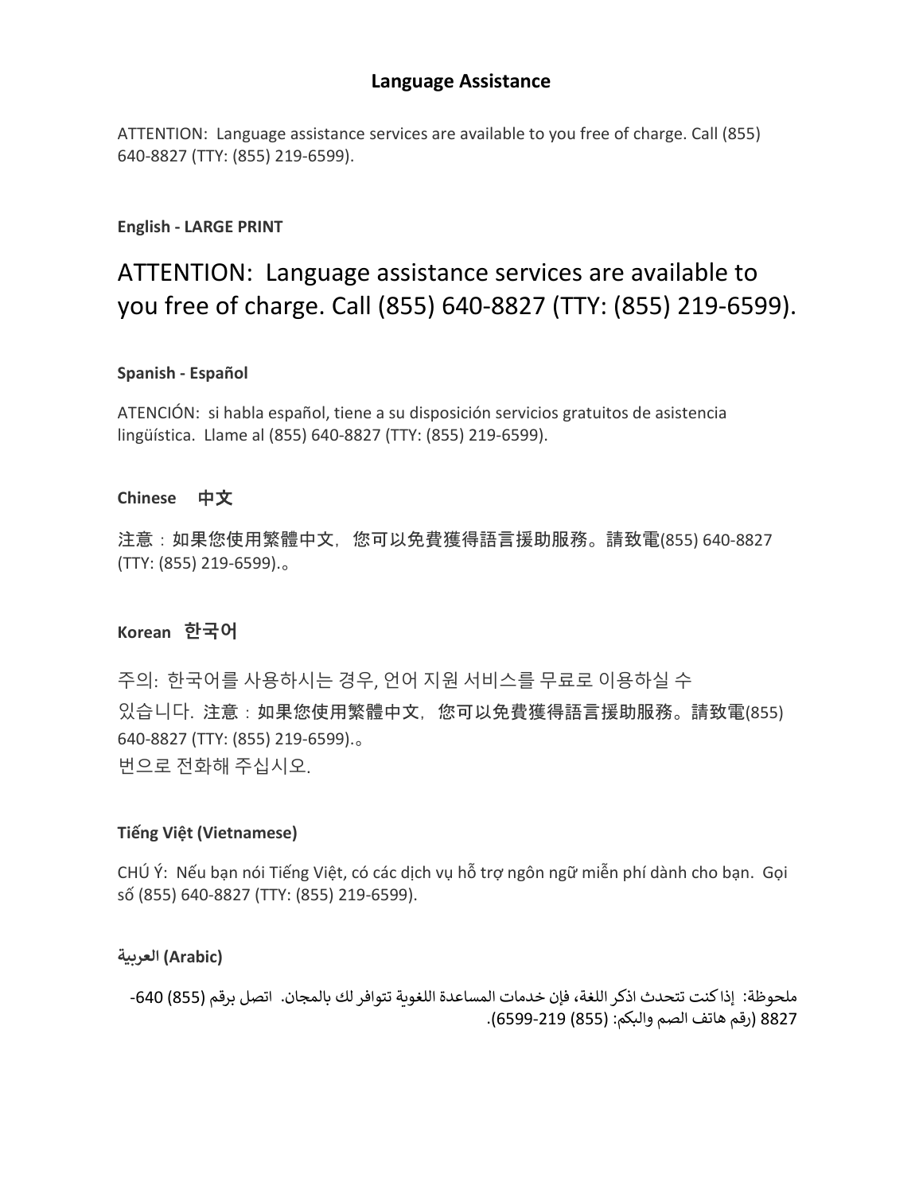## Language Assistance

ATTENTION: Language assistance services are available to you free of charge. Call (855) 640-8827 (TTY: (855) 219-6599).

**English - LARGE PRINT**

### ATTENTION: Language assistance services are available to you free of charge. Call (855) 640-8827 (TTY: (855) 219-6599).

**Spanish - Español**

ATENCIÓN: si habla español, tiene a su disposición servicios gratuitos de asistencia lingüística. Llame al (855) 640-8827 (TTY: (855) 219-6599).

**Chinese 中文**

注意：如果您使用繁體中文，您可以免費獲得語言援助服務。請致電(855) 640-8827 (TTY: (855) 219-6599).。

**Korean 한국어**

주의: 한국어를 사용하시는 경우, 언어 지원 서비스를 무료로 이용하실 수 있습니다. 注意：如果您使用繁體中文，您可以免費獲得語言援助服務。請致電(855) 640-8827 (TTY: (855) 219-6599).。
번으로 전화해 주십시오.

**Tiếng Việt (Vietnamese)**

CHÚ Ý: Nếu bạn nói Tiếng Việt, có các dịch vụ hỗ trợ ngôn ngữ miễn phí dành cho bạn. Gọi số (855) 640-8827 (TTY: (855) 219-6599).

**العربية (Arabic)**

ملحوظة: إذا كنت تتحدث اذكر اللغة، فإن خدمات المساعدة اللغوية تتوافر لك بالمجان. اتصل برقم (855) 640-8827 (رقم هاتف الصم والبكم: (855) 219-6599).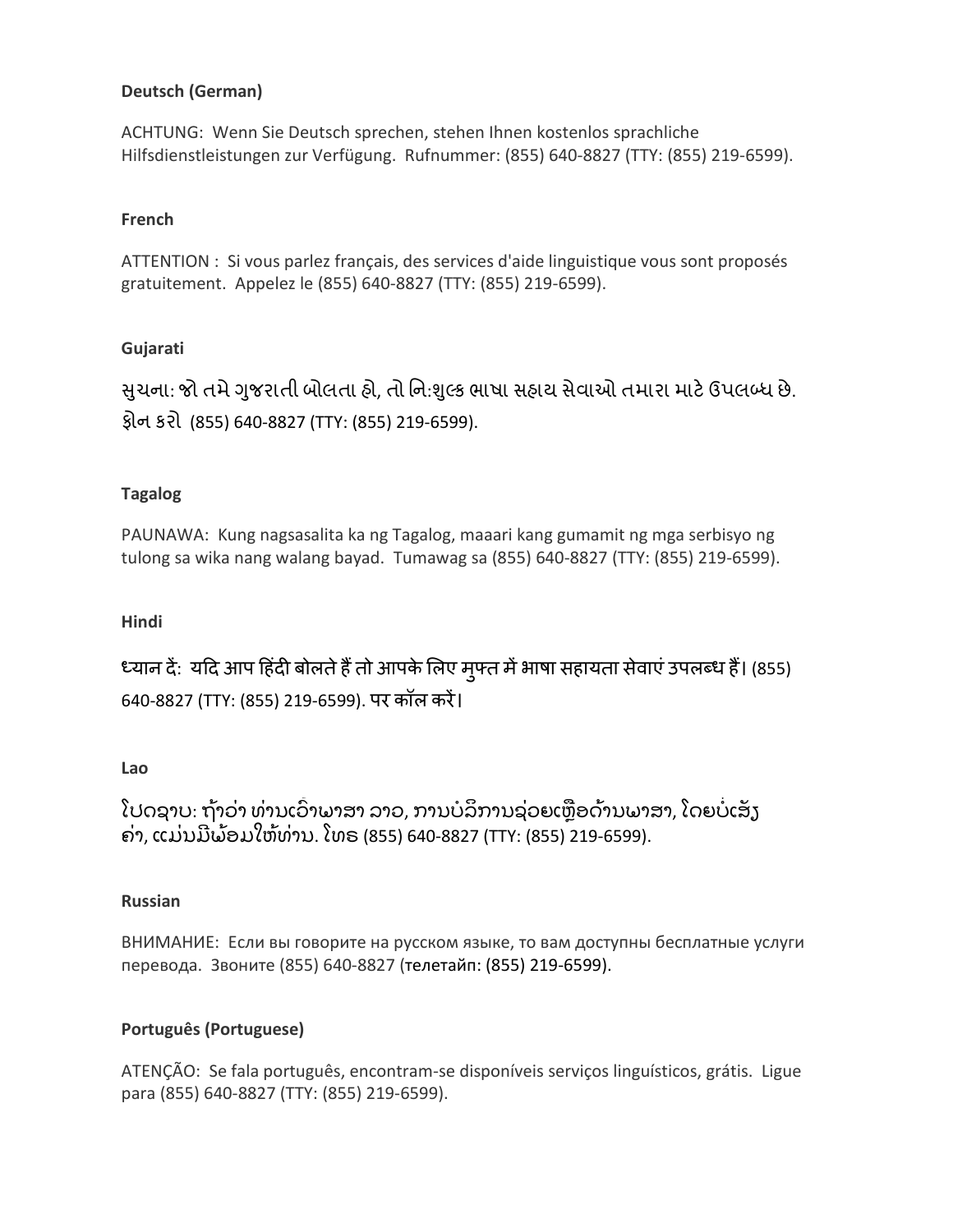**Deutsch (German)**

ACHTUNG: Wenn Sie Deutsch sprechen, stehen Ihnen kostenlos sprachliche Hilfsdienstleistungen zur Verfügung. Rufnummer: (855) 640-8827 (TTY: (855) 219-6599).

**French**

ATTENTION : Si vous parlez français, des services d'aide linguistique vous sont proposés gratuitement. Appelez le (855) 640-8827 (TTY: (855) 219-6599).

**Gujarati**

સુચના: જો તમે ગુજરાતી બોલતા હો, તો નિ:શુલ્ક ભાષા સહાય સેવાઓ તમારા માટે ઉપલબ્ધ છે. ફોન કરો (855) 640-8827 (TTY: (855) 219-6599).

**Tagalog**

PAUNAWA: Kung nagsasalita ka ng Tagalog, maaari kang gumamit ng mga serbisyo ng tulong sa wika nang walang bayad. Tumawag sa (855) 640-8827 (TTY: (855) 219-6599).

**Hindi**

ध्यान दें: यदि आप हिंदी बोलते हैं तो आपके लिए मुफ्त में भाषा सहायता सेवाएं उपलब्ध हैं। (855) 640-8827 (TTY: (855) 219-6599). पर कॉल करें।

**Lao**

ໂປດຊາບ: ຖ້າວ່າ ທ່ານເວົ້າພາສາ ລາວ, ການບໍລິການຊ່ວຍເຫຼືອດ້ານພາສາ, ໂດຍບໍ່ເສັຽຄ່າ, ແມ່ນມີພ້ອມໃຫ້ທ່ານ. ໂທຣ (855) 640-8827 (TTY: (855) 219-6599).

**Russian**

ВНИМАНИЕ: Если вы говорите на русском языке, то вам доступны бесплатные услуги перевода. Звоните (855) 640-8827 (телетайп: (855) 219-6599).

**Português (Portuguese)**

ATENÇÃO: Se fala português, encontram-se disponíveis serviços linguísticos, grátis. Ligue para (855) 640-8827 (TTY: (855) 219-6599).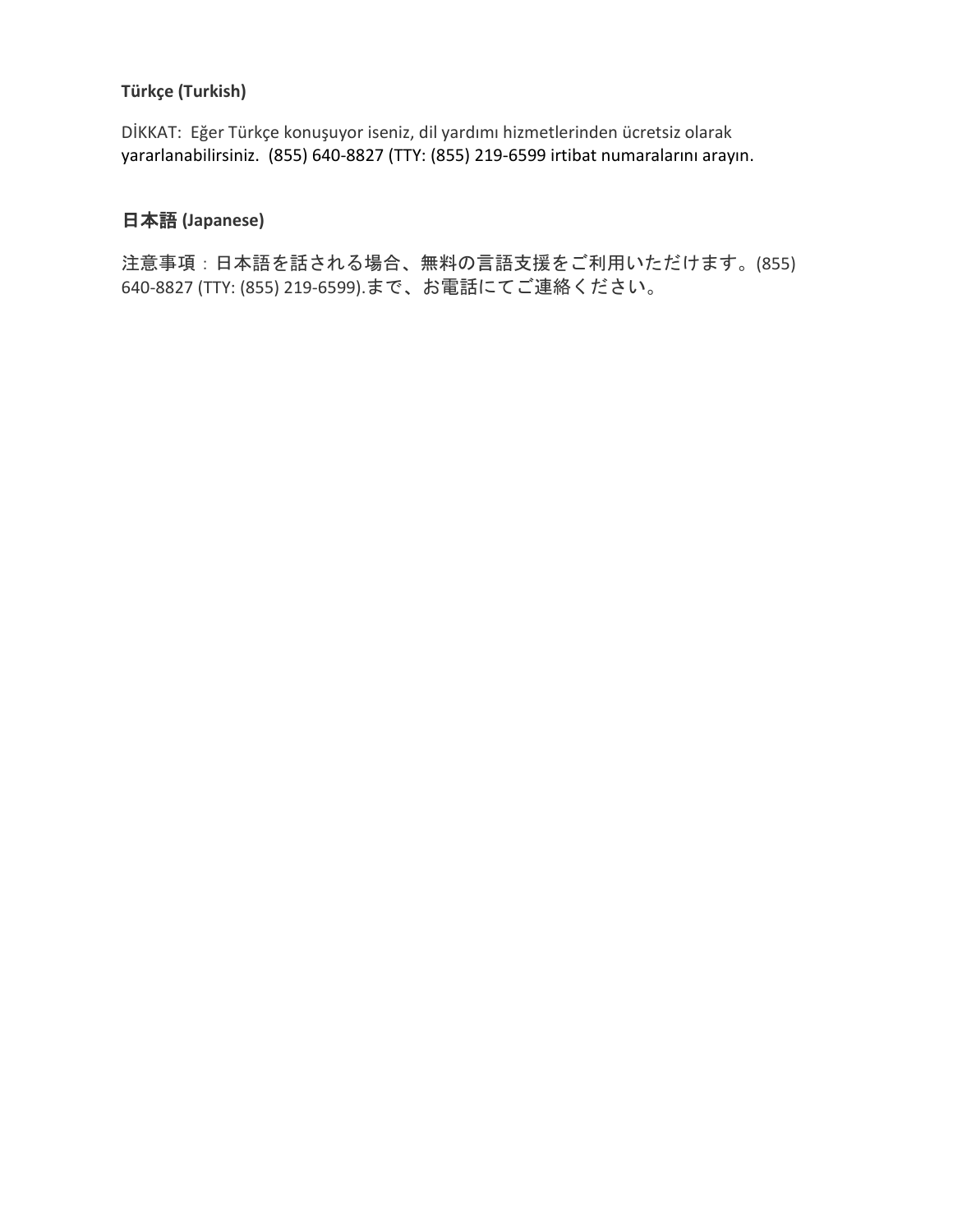**Türkçe (Turkish)**

DİKKAT: Eğer Türkçe konuşuyor iseniz, dil yardımı hizmetlerinden ücretsiz olarak yararlanabilirsiniz. (855) 640-8827 (TTY: (855) 219-6599 irtibat numaralarını arayın.

**日本語 (Japanese)**

注意事項：日本語を話される場合、無料の言語支援をご利用いただけます。(855) 640-8827 (TTY: (855) 219-6599).まで、お電話にてご連絡ください。